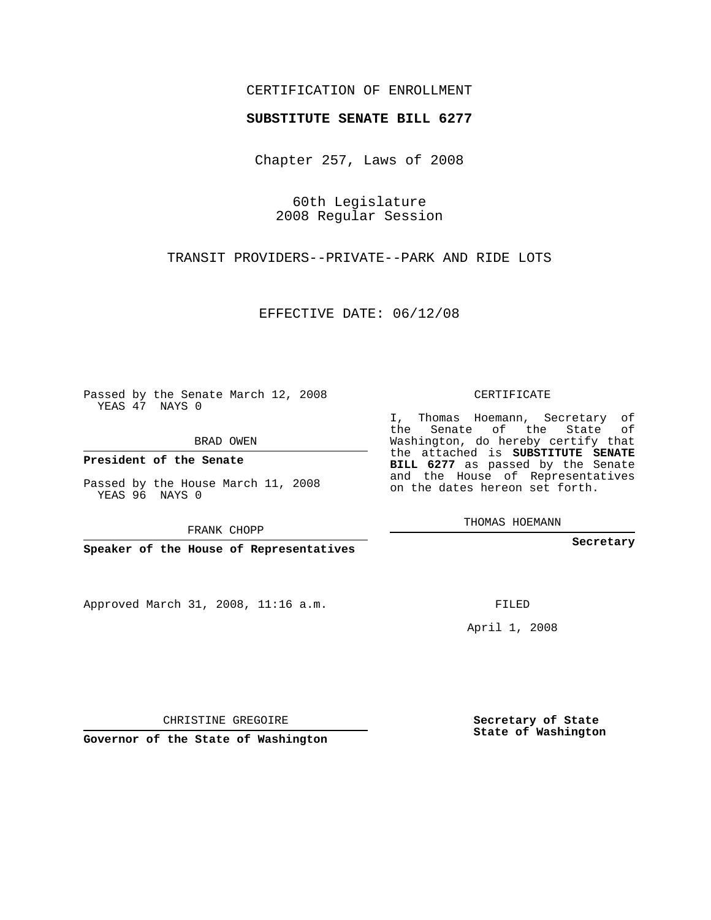CERTIFICATION OF ENROLLMENT

**SUBSTITUTE SENATE BILL 6277**

Chapter 257, Laws of 2008

60th Legislature
2008 Regular Session

TRANSIT PROVIDERS--PRIVATE--PARK AND RIDE LOTS

EFFECTIVE DATE: 06/12/08

Passed by the Senate March 12, 2008
YEAS 47 NAYS 0

BRAD OWEN

**President of the Senate**

Passed by the House March 11, 2008
YEAS 96 NAYS 0

FRANK CHOPP

**Speaker of the House of Representatives**

CERTIFICATE

I, Thomas Hoemann, Secretary of the Senate of the State of Washington, do hereby certify that the attached is **SUBSTITUTE SENATE BILL 6277** as passed by the Senate and the House of Representatives on the dates hereon set forth.

THOMAS HOEMANN

**Secretary**

Approved March 31, 2008, 11:16 a.m.

FILED

April 1, 2008

CHRISTINE GREGOIRE

**Governor of the State of Washington**

**Secretary of State**
**State of Washington**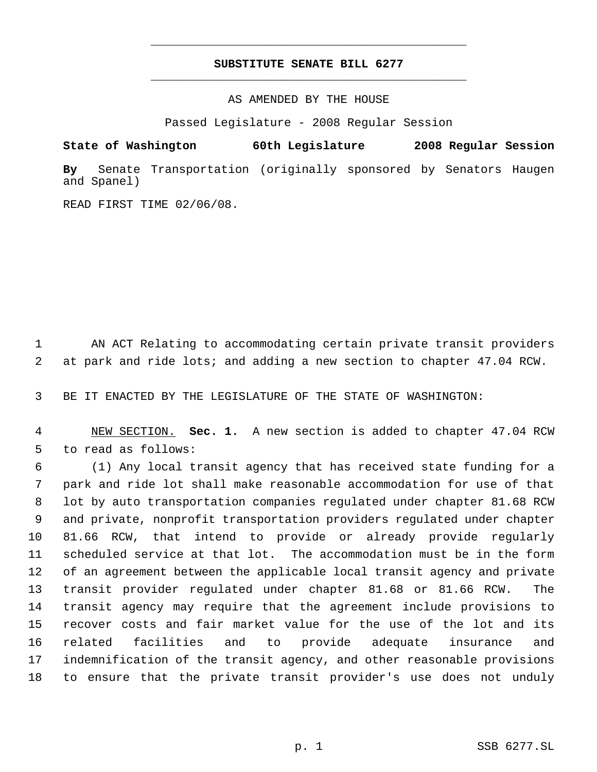# SUBSTITUTE SENATE BILL 6277

AS AMENDED BY THE HOUSE

Passed Legislature - 2008 Regular Session

**State of Washington 60th Legislature 2008 Regular Session**

**By** Senate Transportation (originally sponsored by Senators Haugen and Spanel)

READ FIRST TIME 02/06/08.

AN ACT Relating to accommodating certain private transit providers at park and ride lots; and adding a new section to chapter 47.04 RCW.

BE IT ENACTED BY THE LEGISLATURE OF THE STATE OF WASHINGTON:

NEW SECTION. **Sec. 1.** A new section is added to chapter 47.04 RCW to read as follows:

(1) Any local transit agency that has received state funding for a park and ride lot shall make reasonable accommodation for use of that lot by auto transportation companies regulated under chapter 81.68 RCW and private, nonprofit transportation providers regulated under chapter 81.66 RCW, that intend to provide or already provide regularly scheduled service at that lot. The accommodation must be in the form of an agreement between the applicable local transit agency and private transit provider regulated under chapter 81.68 or 81.66 RCW. The transit agency may require that the agreement include provisions to recover costs and fair market value for the use of the lot and its related facilities and to provide adequate insurance and indemnification of the transit agency, and other reasonable provisions to ensure that the private transit provider's use does not unduly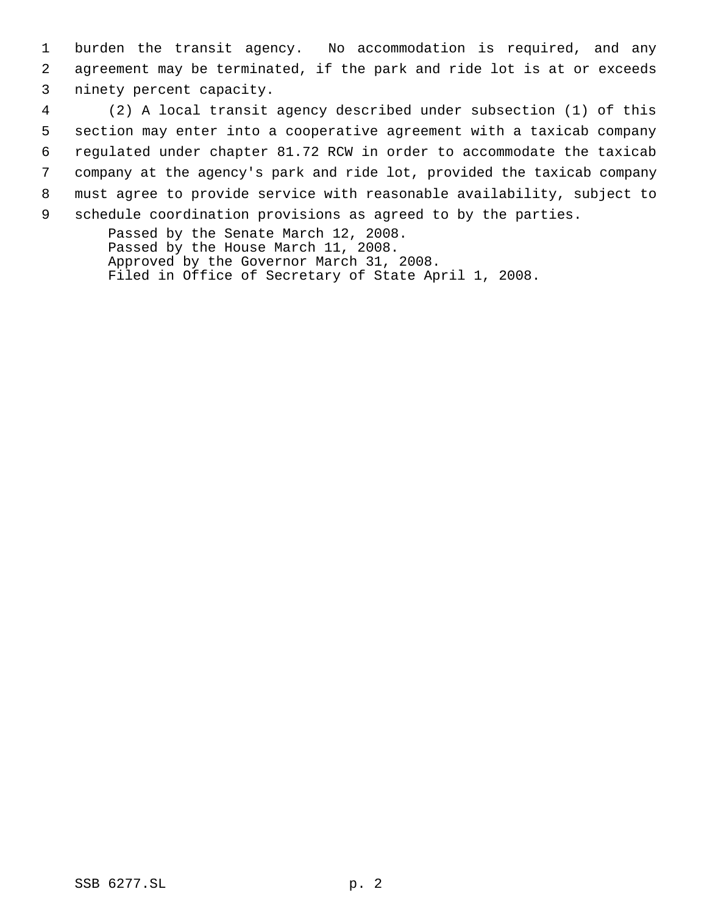burden the transit agency. No accommodation is required, and any agreement may be terminated, if the park and ride lot is at or exceeds ninety percent capacity.

(2) A local transit agency described under subsection (1) of this section may enter into a cooperative agreement with a taxicab company regulated under chapter 81.72 RCW in order to accommodate the taxicab company at the agency's park and ride lot, provided the taxicab company must agree to provide service with reasonable availability, subject to schedule coordination provisions as agreed to by the parties.

Passed by the Senate March 12, 2008.
Passed by the House March 11, 2008.
Approved by the Governor March 31, 2008.
Filed in Office of Secretary of State April 1, 2008.